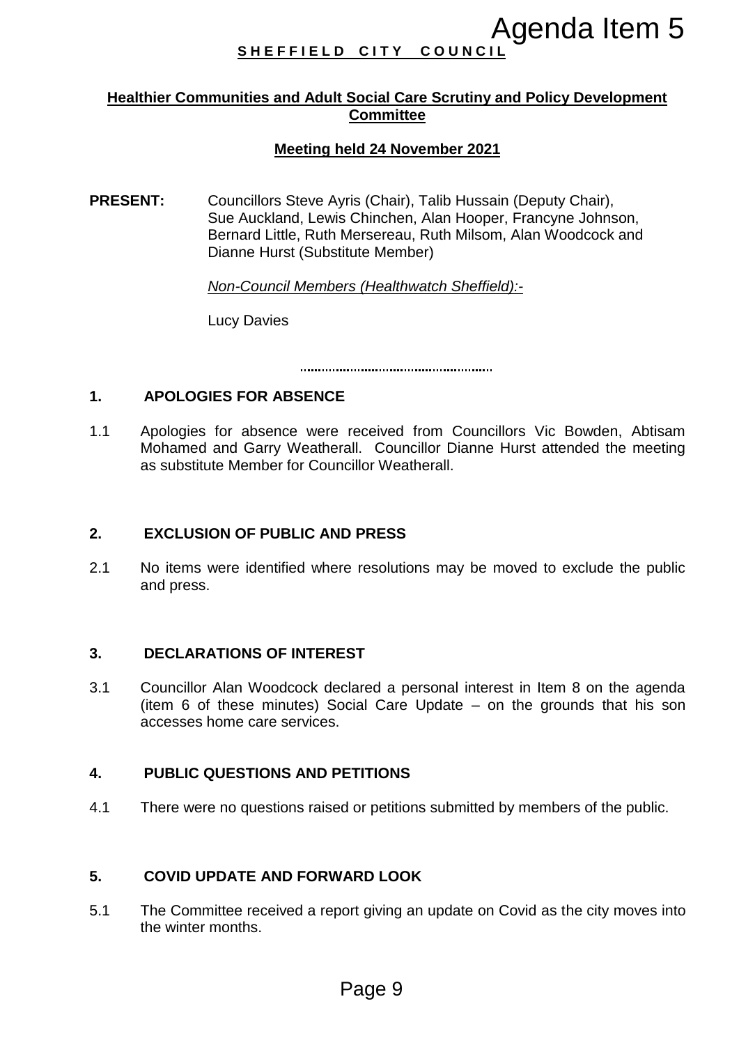Agenda Item 5

**SHEFFIELD CITY COUNCIL**

**Healthier Communities and Adult Social Care Scrutiny and Policy Development Committee**

**Meeting held 24 November 2021**

**PRESENT:** Councillors Steve Ayris (Chair), Talib Hussain (Deputy Chair), Sue Auckland, Lewis Chinchen, Alan Hooper, Francyne Johnson, Bernard Little, Ruth Mersereau, Ruth Milsom, Alan Woodcock and Dianne Hurst (Substitute Member)

*Non-Council Members (Healthwatch Sheffield):-*

Lucy Davies

---

## 1. APOLOGIES FOR ABSENCE

1.1 Apologies for absence were received from Councillors Vic Bowden, Abtisam Mohamed and Garry Weatherall. Councillor Dianne Hurst attended the meeting as substitute Member for Councillor Weatherall.

## 2. EXCLUSION OF PUBLIC AND PRESS

2.1 No items were identified where resolutions may be moved to exclude the public and press.

## 3. DECLARATIONS OF INTEREST

3.1 Councillor Alan Woodcock declared a personal interest in Item 8 on the agenda (item 6 of these minutes) Social Care Update – on the grounds that his son accesses home care services.

## 4. PUBLIC QUESTIONS AND PETITIONS

4.1 There were no questions raised or petitions submitted by members of the public.

## 5. COVID UPDATE AND FORWARD LOOK

5.1 The Committee received a report giving an update on Covid as the city moves into the winter months.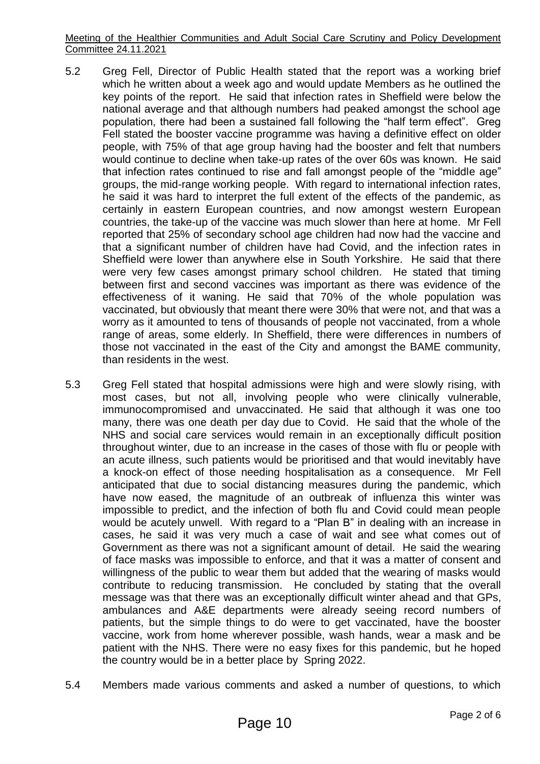5.2 Greg Fell, Director of Public Health stated that the report was a working brief which he written about a week ago and would update Members as he outlined the key points of the report. He said that infection rates in Sheffield were below the national average and that although numbers had peaked amongst the school age population, there had been a sustained fall following the "half term effect". Greg Fell stated the booster vaccine programme was having a definitive effect on older people, with 75% of that age group having had the booster and felt that numbers would continue to decline when take-up rates of the over 60s was known. He said that infection rates continued to rise and fall amongst people of the "middle age" groups, the mid-range working people. With regard to international infection rates, he said it was hard to interpret the full extent of the effects of the pandemic, as certainly in eastern European countries, and now amongst western European countries, the take-up of the vaccine was much slower than here at home. Mr Fell reported that 25% of secondary school age children had now had the vaccine and that a significant number of children have had Covid, and the infection rates in Sheffield were lower than anywhere else in South Yorkshire. He said that there were very few cases amongst primary school children. He stated that timing between first and second vaccines was important as there was evidence of the effectiveness of it waning. He said that 70% of the whole population was vaccinated, but obviously that meant there were 30% that were not, and that was a worry as it amounted to tens of thousands of people not vaccinated, from a whole range of areas, some elderly. In Sheffield, there were differences in numbers of those not vaccinated in the east of the City and amongst the BAME community, than residents in the west.

5.3 Greg Fell stated that hospital admissions were high and were slowly rising, with most cases, but not all, involving people who were clinically vulnerable, immunocompromised and unvaccinated. He said that although it was one too many, there was one death per day due to Covid. He said that the whole of the NHS and social care services would remain in an exceptionally difficult position throughout winter, due to an increase in the cases of those with flu or people with an acute illness, such patients would be prioritised and that would inevitably have a knock-on effect of those needing hospitalisation as a consequence. Mr Fell anticipated that due to social distancing measures during the pandemic, which have now eased, the magnitude of an outbreak of influenza this winter was impossible to predict, and the infection of both flu and Covid could mean people would be acutely unwell. With regard to a "Plan B" in dealing with an increase in cases, he said it was very much a case of wait and see what comes out of Government as there was not a significant amount of detail. He said the wearing of face masks was impossible to enforce, and that it was a matter of consent and willingness of the public to wear them but added that the wearing of masks would contribute to reducing transmission. He concluded by stating that the overall message was that there was an exceptionally difficult winter ahead and that GPs, ambulances and A&E departments were already seeing record numbers of patients, but the simple things to do were to get vaccinated, have the booster vaccine, work from home wherever possible, wash hands, wear a mask and be patient with the NHS. There were no easy fixes for this pandemic, but he hoped the country would be in a better place by Spring 2022.

5.4 Members made various comments and asked a number of questions, to which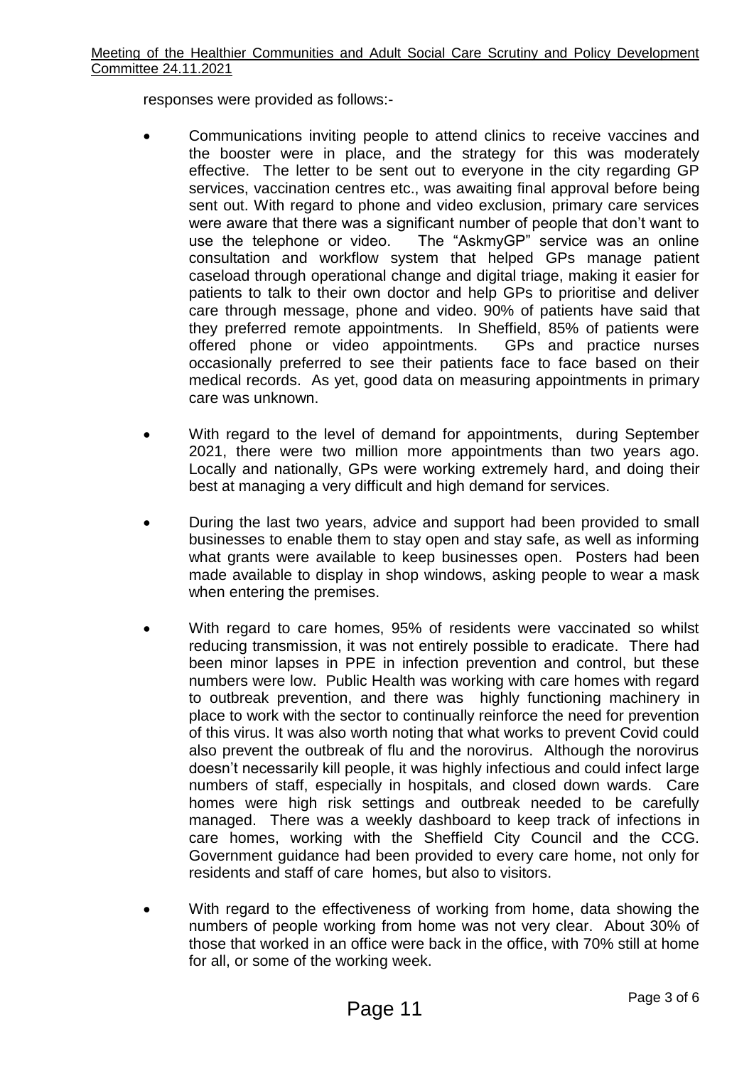responses were provided as follows:-

- Communications inviting people to attend clinics to receive vaccines and the booster were in place, and the strategy for this was moderately effective. The letter to be sent out to everyone in the city regarding GP services, vaccination centres etc., was awaiting final approval before being sent out. With regard to phone and video exclusion, primary care services were aware that there was a significant number of people that don't want to use the telephone or video. The "AskmyGP" service was an online consultation and workflow system that helped GPs manage patient caseload through operational change and digital triage, making it easier for patients to talk to their own doctor and help GPs to prioritise and deliver care through message, phone and video. 90% of patients have said that they preferred remote appointments. In Sheffield, 85% of patients were offered phone or video appointments. GPs and practice nurses occasionally preferred to see their patients face to face based on their medical records. As yet, good data on measuring appointments in primary care was unknown.

- With regard to the level of demand for appointments, during September 2021, there were two million more appointments than two years ago. Locally and nationally, GPs were working extremely hard, and doing their best at managing a very difficult and high demand for services.

- During the last two years, advice and support had been provided to small businesses to enable them to stay open and stay safe, as well as informing what grants were available to keep businesses open. Posters had been made available to display in shop windows, asking people to wear a mask when entering the premises.

- With regard to care homes, 95% of residents were vaccinated so whilst reducing transmission, it was not entirely possible to eradicate. There had been minor lapses in PPE in infection prevention and control, but these numbers were low. Public Health was working with care homes with regard to outbreak prevention, and there was highly functioning machinery in place to work with the sector to continually reinforce the need for prevention of this virus. It was also worth noting that what works to prevent Covid could also prevent the outbreak of flu and the norovirus. Although the norovirus doesn't necessarily kill people, it was highly infectious and could infect large numbers of staff, especially in hospitals, and closed down wards. Care homes were high risk settings and outbreak needed to be carefully managed. There was a weekly dashboard to keep track of infections in care homes, working with the Sheffield City Council and the CCG. Government guidance had been provided to every care home, not only for residents and staff of care homes, but also to visitors.

- With regard to the effectiveness of working from home, data showing the numbers of people working from home was not very clear. About 30% of those that worked in an office were back in the office, with 70% still at home for all, or some of the working week.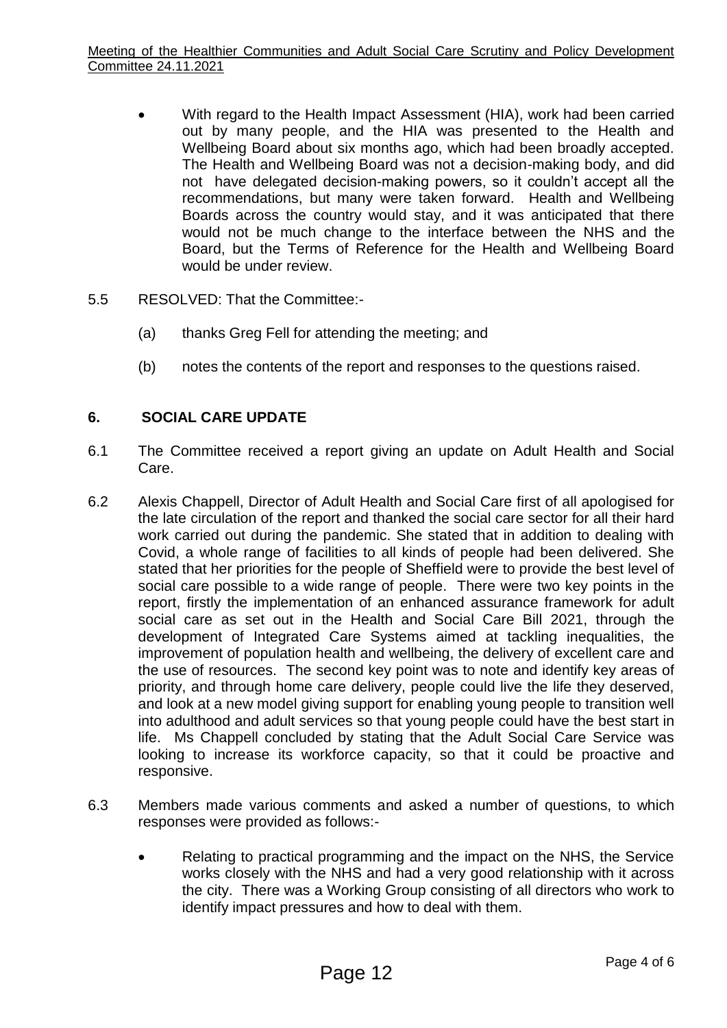- With regard to the Health Impact Assessment (HIA), work had been carried out by many people, and the HIA was presented to the Health and Wellbeing Board about six months ago, which had been broadly accepted. The Health and Wellbeing Board was not a decision-making body, and did not have delegated decision-making powers, so it couldn't accept all the recommendations, but many were taken forward. Health and Wellbeing Boards across the country would stay, and it was anticipated that there would not be much change to the interface between the NHS and the Board, but the Terms of Reference for the Health and Wellbeing Board would be under review.

5.5 RESOLVED: That the Committee:-

(a) thanks Greg Fell for attending the meeting; and

(b) notes the contents of the report and responses to the questions raised.

## 6. SOCIAL CARE UPDATE

6.1 The Committee received a report giving an update on Adult Health and Social Care.

6.2 Alexis Chappell, Director of Adult Health and Social Care first of all apologised for the late circulation of the report and thanked the social care sector for all their hard work carried out during the pandemic. She stated that in addition to dealing with Covid, a whole range of facilities to all kinds of people had been delivered. She stated that her priorities for the people of Sheffield were to provide the best level of social care possible to a wide range of people. There were two key points in the report, firstly the implementation of an enhanced assurance framework for adult social care as set out in the Health and Social Care Bill 2021, through the development of Integrated Care Systems aimed at tackling inequalities, the improvement of population health and wellbeing, the delivery of excellent care and the use of resources. The second key point was to note and identify key areas of priority, and through home care delivery, people could live the life they deserved, and look at a new model giving support for enabling young people to transition well into adulthood and adult services so that young people could have the best start in life. Ms Chappell concluded by stating that the Adult Social Care Service was looking to increase its workforce capacity, so that it could be proactive and responsive.

6.3 Members made various comments and asked a number of questions, to which responses were provided as follows:-

- Relating to practical programming and the impact on the NHS, the Service works closely with the NHS and had a very good relationship with it across the city. There was a Working Group consisting of all directors who work to identify impact pressures and how to deal with them.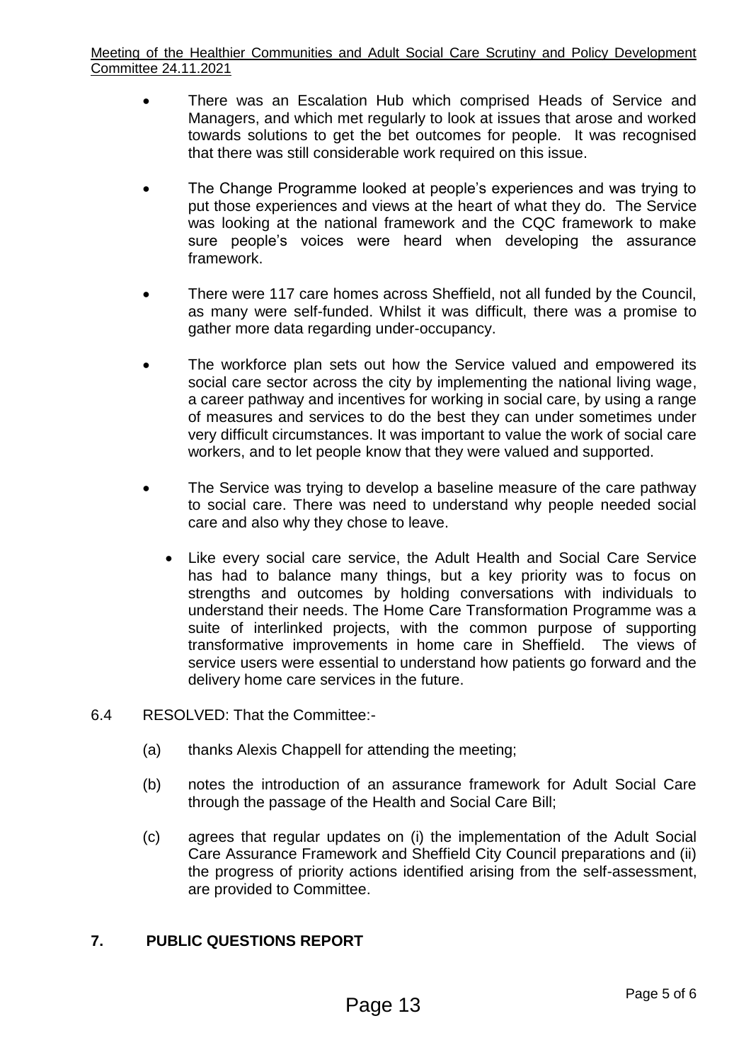- There was an Escalation Hub which comprised Heads of Service and Managers, and which met regularly to look at issues that arose and worked towards solutions to get the bet outcomes for people. It was recognised that there was still considerable work required on this issue.

- The Change Programme looked at people's experiences and was trying to put those experiences and views at the heart of what they do. The Service was looking at the national framework and the CQC framework to make sure people's voices were heard when developing the assurance framework.

- There were 117 care homes across Sheffield, not all funded by the Council, as many were self-funded. Whilst it was difficult, there was a promise to gather more data regarding under-occupancy.

- The workforce plan sets out how the Service valued and empowered its social care sector across the city by implementing the national living wage, a career pathway and incentives for working in social care, by using a range of measures and services to do the best they can under sometimes under very difficult circumstances. It was important to value the work of social care workers, and to let people know that they were valued and supported.

- The Service was trying to develop a baseline measure of the care pathway to social care. There was need to understand why people needed social care and also why they chose to leave.

  - Like every social care service, the Adult Health and Social Care Service has had to balance many things, but a key priority was to focus on strengths and outcomes by holding conversations with individuals to understand their needs. The Home Care Transformation Programme was a suite of interlinked projects, with the common purpose of supporting transformative improvements in home care in Sheffield. The views of service users were essential to understand how patients go forward and the delivery home care services in the future.

6.4 RESOLVED: That the Committee:-

(a) thanks Alexis Chappell for attending the meeting;

(b) notes the introduction of an assurance framework for Adult Social Care through the passage of the Health and Social Care Bill;

(c) agrees that regular updates on (i) the implementation of the Adult Social Care Assurance Framework and Sheffield City Council preparations and (ii) the progress of priority actions identified arising from the self-assessment, are provided to Committee.

## 7. PUBLIC QUESTIONS REPORT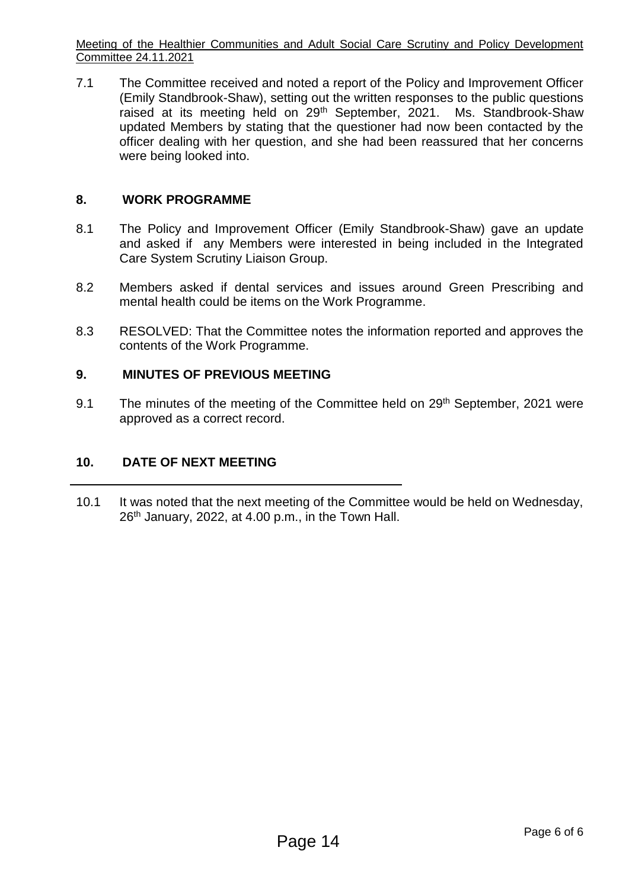7.1 The Committee received and noted a report of the Policy and Improvement Officer (Emily Standbrook-Shaw), setting out the written responses to the public questions raised at its meeting held on 29th September, 2021. Ms. Standbrook-Shaw updated Members by stating that the questioner had now been contacted by the officer dealing with her question, and she had been reassured that her concerns were being looked into.

## 8. WORK PROGRAMME

8.1 The Policy and Improvement Officer (Emily Standbrook-Shaw) gave an update and asked if any Members were interested in being included in the Integrated Care System Scrutiny Liaison Group.

8.2 Members asked if dental services and issues around Green Prescribing and mental health could be items on the Work Programme.

8.3 RESOLVED: That the Committee notes the information reported and approves the contents of the Work Programme.

## 9. MINUTES OF PREVIOUS MEETING

9.1 The minutes of the meeting of the Committee held on 29th September, 2021 were approved as a correct record.

## 10. DATE OF NEXT MEETING

---

10.1 It was noted that the next meeting of the Committee would be held on Wednesday, 26th January, 2022, at 4.00 p.m., in the Town Hall.